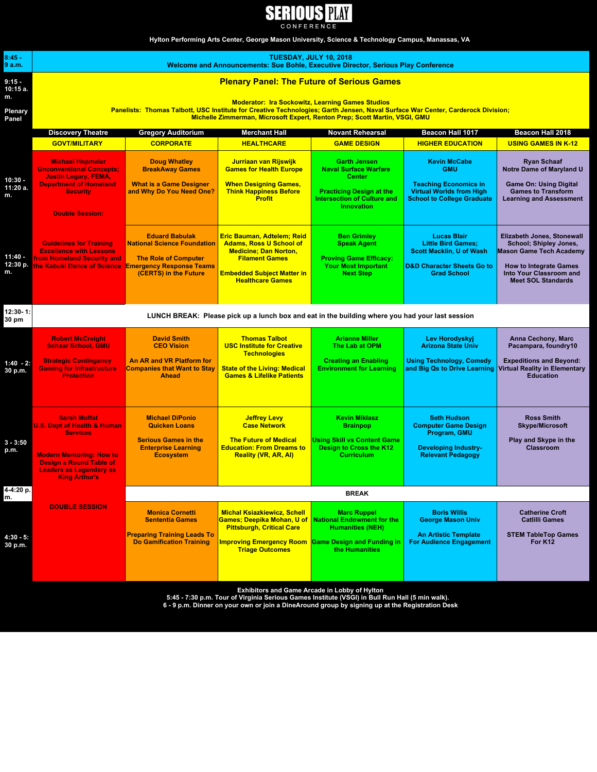# SERIOUS PLAY CONFERENCE

**Hylton Performing Arts Center, George Mason University, Science & Technology Campus, Manassas, VA**

| 8:45 - 9 a.m. | **TUESDAY, JULY 10, 2018** Welcome and Announcements: Sue Bohle, Executive Director, Serious Play Conference |
|---|---|

**9:15 - 10:15 a.m. Plenary Panel**

## Plenary Panel: The Future of Serious Games

Moderator: Ira Sockowitz, Learning Games Studios

Panelists: Thomas Talbott, USC Institute for Creative Technologies; Garth Jensen, Naval Surface War Center, Carderock Division; Michelle Zimmerman, Microsoft Expert, Renton Prep; Scott Martin, VSGI, GMU

| Time | Discovery Theatre | Gregory Auditorium | Merchant Hall | Novant Rehearsal | Beacon Hall 1017 | Beacon Hall 2018 |
|---|---|---|---|---|---|---|
| | GOVT/MILITARY | CORPORATE | HEALTHCARE | GAME DESIGN | HIGHER EDUCATION | USING GAMES IN K-12 |
| 10:30 - 11:20 a.m. | Michael Hopmeier Unconventional Concepts; Justin Legary, FEMA, Department of Homeland Security<br><br>Double Session: | Doug Whatley BreakAway Games<br><br>What is a Game Designer and Why Do You Need One? | Jurriaan van Rijswijk Games for Health Europe<br><br>When Designing Games, Think Happiness Before Profit | Garth Jensen Naval Surface Warfare Center<br><br>Practicing Design at the Intersection of Culture and Innovation | Kevin McCabe GMU<br><br>Teaching Economics in Virtual Worlds from High School to College Graduate | Ryan Schaaf Notre Dame of Maryland U<br><br>Game On: Using Digital Games to Transform Learning and Assessment |
| 11:40 - 12:30 p.m. | Guidelines for Training Excellence with Lessons from Homeland Security and the Kabuki Dance of Science | Eduard Babulak National Science Foundation<br><br>The Role of Computer Emergency Response Teams (CERTS) in the Future | Eric Bauman, Adtelem; Reid Adams, Ross U School of Medicine; Dan Norton, Filament Games<br><br>Embedded Subject Matter in Healthcare Games | Ben Grimley Speak Agent<br><br>Proving Game Efficacy: Your Most Important Next Step | Lucas Blair Little Bird Games; Scott Macklin, U of Wash<br><br>D&D Character Sheets Go to Grad School | Elizabeth Jones, Stonewall School; Shipley Jones, Mason Game Tech Academy<br><br>How to Integrate Games Into Your Classroom and Meet SOL Standards |
| 12:30- 1:30 pm | LUNCH BREAK: Please pick up a lunch box and eat in the building where you had your last session | | | | | |
| 1:40 - 2:30 p.m. | Robert McCreight Schaar School, GMU<br><br>Strategic Contingency Gaming for Infrastructure Protection | David Smith CEO Vision<br><br>An AR and VR Platform for Companies that Want to Stay Ahead | Thomas Talbot USC Institute for Creative Technologies<br><br>State of the Living: Medical Games & Lifelike Patients | Arianne Miller The Lab at OPM<br><br>Creating an Enabling Environment for Learning | Lev Horodyskyj Arizona State Univ<br><br>Using Technology, Comedy and Big Qs to Drive Learning | Anna Cechony, Marc Pacampara, foundry10<br><br>Expeditions and Beyond: Virtual Reality in Elementary Education |
| 3 - 3:50 p.m. | Sarah Moffat U.S. Dept of Health & Human Services<br><br>Modern Mentoring: How to Design a Round Table of Leaders as Legendary as King Arthur's | Michael DiPonio Quicken Loans<br><br>Serious Games in the Enterprise Learning Ecosystem | Jeffrey Levy Case Network<br><br>The Future of Medical Education: From Dreams to Reality (VR, AR, AI) | Kevin Miklasz Brainpop<br><br>Using Skill vs Content Game Design to Cross the K12 Curriculum | Seth Hudson Computer Game Design Program, GMU<br><br>Developing Industry-Relevant Pedagogy | Ross Smith Skype/Microsoft<br><br>Play and Skype in the Classroom |
| 4-4:20 p.m. | DOUBLE SESSION | BREAK | | | | |
| 4:30 - 5:30 p.m. | | Monica Cornetti Sententia Games<br><br>Preparing Training Leads To Do Gamification Training | Michal Ksiazkiewicz, Schell Games; Deepika Mohan, U of Pittsburgh, Critical Care<br><br>Improving Emergency Room Triage Outcomes | Marc Ruppel National Endowment for the Humanities (NEH)<br><br>Game Design and Funding in the Humanities | Boris Willis George Mason Univ<br><br>An Artistic Template For Audience Engagement | Catherine Croft Catlilli Games<br><br>STEM TableTop Games For K12 |

**Exhibitors and Game Arcade in Lobby of Hylton**
**5:45 - 7:30 p.m. Tour of Virginia Serious Games Institute (VSGI) in Bull Run Hall (5 min walk).**
**6 - 9 p.m. Dinner on your own or join a DineAround group by signing up at the Registration Desk**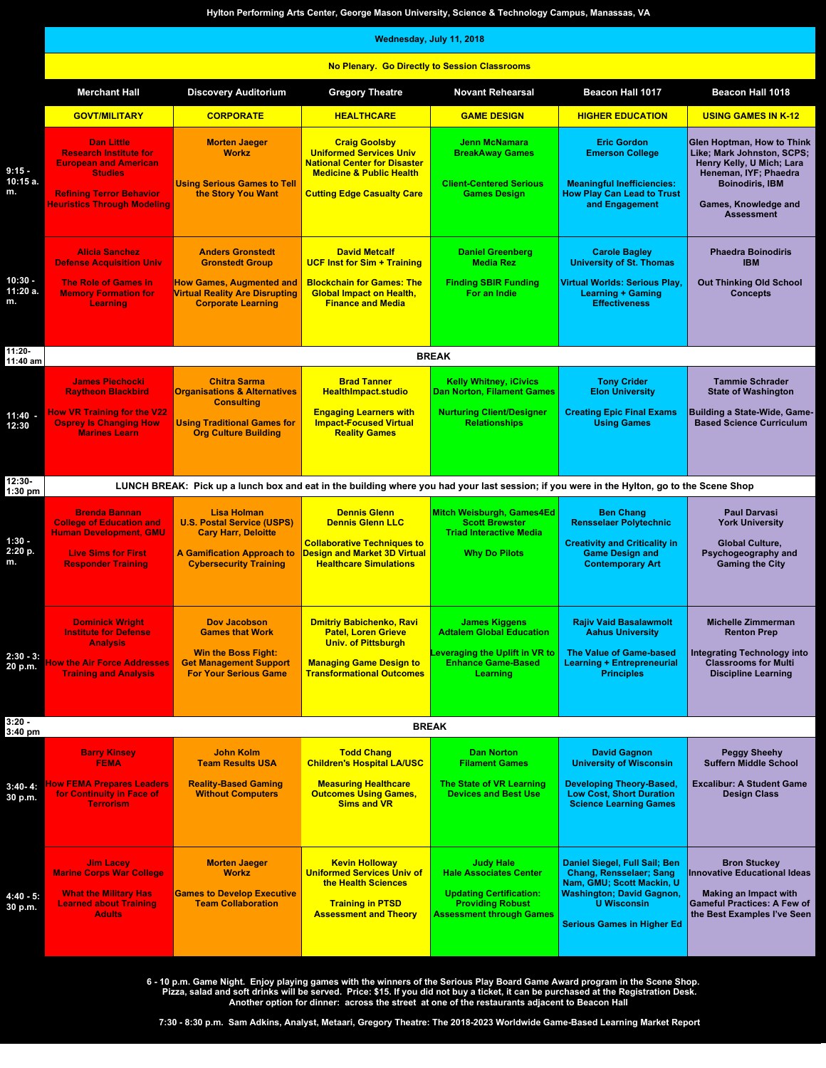Hylton Performing Arts Center, George Mason University, Science & Technology Campus, Manassas, VA

## Wednesday, July 11, 2018

**No Plenary. Go Directly to Session Classrooms**

| | Merchant Hall | Discovery Auditorium | Gregory Theatre | Novant Rehearsal | Beacon Hall 1017 | Beacon Hall 1018 |
|---|---|---|---|---|---|---|
| | GOVT/MILITARY | CORPORATE | HEALTHCARE | GAME DESIGN | HIGHER EDUCATION | USING GAMES IN K-12 |
| 9:15 - 10:15 a. m. | Dan Little<br>Research Institute for European and American Studies<br><br>Refining Terror Behavior Heuristics Through Modeling | Morten Jaeger<br>Workz<br><br>Using Serious Games to Tell the Story You Want | Craig Goolsby<br>Uniformed Services Univ National Center for Disaster Medicine & Public Health<br><br>Cutting Edge Casualty Care | Jenn McNamara<br>BreakAway Games<br><br>Client-Centered Serious Games Design | Eric Gordon<br>Emerson College<br><br>Meaningful Inefficiencies: How Play Can Lead to Trust and Engagement | Glen Hoptman, How to Think Like; Mark Johnston, SCPS; Henry Kelly, U Mich; Lara Heneman, IYF; Phaedra Boinodiris, IBM<br><br>Games, Knowledge and Assessment |
| 10:30 - 11:20 a. m. | Alicia Sanchez<br>Defense Acquisition Univ<br><br>The Role of Games in Memory Formation for Learning | Anders Gronstedt<br>Gronstedt Group<br><br>How Games, Augmented and Virtual Reality Are Disrupting Corporate Learning | David Metcalf<br>UCF Inst for Sim + Training<br><br>Blockchain for Games: The Global Impact on Health, Finance and Media | Daniel Greenberg<br>Media Rez<br><br>Finding SBIR Funding For an Indie | Carole Bagley<br>University of St. Thomas<br><br>Virtual Worlds: Serious Play, Learning + Gaming Effectiveness | Phaedra Boinodiris<br>IBM<br><br>Out Thinking Old School Concepts |
| 11:20-11:40 am | BREAK | | | | | |
| 11:40 - 12:30 | James Piechocki<br>Raytheon Blackbird<br><br>How VR Training for the V22 Osprey Is Changing How Marines Learn | Chitra Sarma<br>Organisations & Alternatives Consulting<br><br>Using Traditional Games for Org Culture Building | Brad Tanner<br>HealthImpact.studio<br><br>Engaging Learners with Impact-Focused Virtual Reality Games | Kelly Whitney, iCivics<br>Dan Norton, Filament Games<br><br>Nurturing Client/Designer Relationships | Tony Crider<br>Elon University<br><br>Creating Epic Final Exams Using Games | Tammie Schrader<br>State of Washington<br><br>Building a State-Wide, Game-Based Science Curriculum |
| 12:30-1:30 pm | LUNCH BREAK: Pick up a lunch box and eat in the building where you had your last session; if you were in the Hylton, go to the Scene Shop | | | | | |
| 1:30 - 2:20 p. m. | Brenda Bannan<br>College of Education and Human Development, GMU<br><br>Live Sims for First Responder Training | Lisa Holman<br>U.S. Postal Service (USPS)<br>Cary Harr, Deloitte<br><br>A Gamification Approach to Cybersecurity Training | Dennis Glenn<br>Dennis Glenn LLC<br><br>Collaborative Techniques to Design and Market 3D Virtual Healthcare Simulations | Mitch Weisburgh, Games4Ed<br>Scott Brewster<br>Triad Interactive Media<br><br>Why Do Pilots | Ben Chang<br>Rensselaer Polytechnic<br><br>Creativity and Criticality in Game Design and Contemporary Art | Paul Darvasi<br>York University<br><br>Global Culture, Psychogeography and Gaming the City |
| 2:30 - 3:20 p.m. | Dominick Wright<br>Institute for Defense Analysis<br><br>How the Air Force Addresses Training and Analysis | Dov Jacobson<br>Games that Work<br><br>Win the Boss Fight: Get Management Support For Your Serious Game | Dmitriy Babichenko, Ravi Patel, Loren Grieve<br>Univ. of Pittsburgh<br><br>Managing Game Design to Transformational Outcomes | James Kiggens<br>Adtalem Global Education<br><br>Leveraging the Uplift in VR to Enhance Game-Based Learning | Rajiv Vaid Basalawmolt<br>Aahus University<br><br>The Value of Game-based Learning + Entrepreneurial Principles | Michelle Zimmerman<br>Renton Prep<br><br>Integrating Technology into Classrooms for Multi Discipline Learning |
| 3:20 - 3:40 pm | BREAK | | | | | |
| 3:40- 4:30 p.m. | Barry Kinsey<br>FEMA<br><br>How FEMA Prepares Leaders for Continuity in Face of Terrorism | John Kolm<br>Team Results USA<br><br>Reality-Based Gaming Without Computers | Todd Chang<br>Children's Hospital LA/USC<br><br>Measuring Healthcare Outcomes Using Games, Sims and VR | Dan Norton<br>Filament Games<br><br>The State of VR Learning Devices and Best Use | David Gagnon<br>University of Wisconsin<br><br>Developing Theory-Based, Low Cost, Short Duration Science Learning Games | Peggy Sheehy<br>Suffern Middle School<br><br>Excalibur: A Student Game Design Class |
| 4:40 - 5:30 p.m. | Jim Lacey<br>Marine Corps War College<br><br>What the Military Has Learned about Training Adults | Morten Jaeger<br>Workz<br><br>Games to Develop Executive Team Collaboration | Kevin Holloway<br>Uniformed Services Univ of the Health Sciences<br><br>Training in PTSD Assessment and Theory | Judy Hale<br>Hale Associates Center<br><br>Updating Certification: Providing Robust Assessment through Games | Daniel Siegel, Full Sail; Ben Chang, Rensselaer; Sang Nam, GMU; Scott Mackin, U Washington; David Gagnon, U Wisconsin<br><br>Serious Games in Higher Ed | Bron Stuckey<br>Innovative Educational Ideas<br><br>Making an Impact with Gameful Practices: A Few of the Best Examples I've Seen |

6 - 10 p.m. Game Night. Enjoy playing games with the winners of the Serious Play Board Game Award program in the Scene Shop. Pizza, salad and soft drinks will be served. Price: $15. If you did not buy a ticket, it can be purchased at the Registration Desk. Another option for dinner: across the street at one of the restaurants adjacent to Beacon Hall

7:30 - 8:30 p.m. Sam Adkins, Analyst, Metaari, Gregory Theatre: The 2018-2023 Worldwide Game-Based Learning Market Report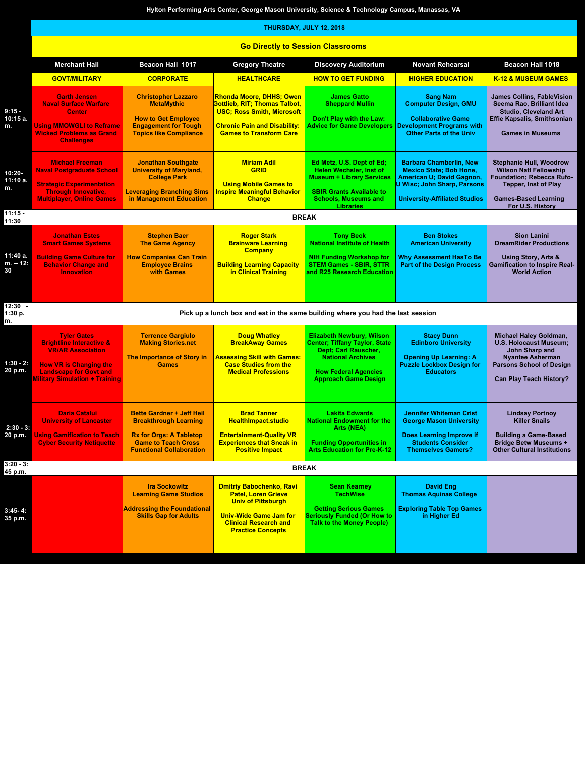Hylton Performing Arts Center, George Mason University, Science & Technology Campus, Manassas, VA

## THURSDAY, JULY 12, 2018

**Go Directly to Session Classrooms**

| | Merchant Hall | Beacon Hall 1017 | Gregory Theatre | Discovery Auditorium | Novant Rehearsal | Beacon Hall 1018 |
|---|---|---|---|---|---|---|
| | GOVT/MILITARY | CORPORATE | HEALTHCARE | HOW TO GET FUNDING | HIGHER EDUCATION | K-12 & MUSEUM GAMES |
| 9:15 - 10:15 a.m. | Garth Jensen, Naval Surface Warfare Center<br><br>Using MMOWGLI to Reframe Wicked Problems as Grand Challenges | Christopher Lazzaro, MetaMythic<br><br>How to Get Employee Engagement for Tough Topics like Compliance | Rhonda Moore, DHHS; Owen Gottlieb, RIT; Thomas Talbot, USC; Ross Smith, Microsoft<br><br>Chronic Pain and Disability: Games to Transform Care | James Gatto, Sheppard Mullin<br><br>Don't Play with the Law: Advice for Game Developers | Sang Nam, Computer Design, GMU<br><br>Collaborative Game Development Programs with Other Parts of the Univ | James Collins, FableVision; Seema Rao, Brilliant Idea Studio, Cleveland Art; Effie Kapsalis, Smithsonian<br><br>Games in Museums |
| 10:20-11:10 a.m. | Michael Freeman, Naval Postgraduate School<br><br>Strategic Experimentation Through Innovative, Multiplayer, Online Games | Jonathan Southgate, University of Maryland, College Park<br><br>Leveraging Branching Sims in Management Education | Miriam Adil, GRID<br><br>Using Mobile Games to Inspire Meaningful Behavior Change | Ed Metz, U.S. Dept of Ed; Helen Wechsler, Inst of Museum + Library Services<br><br>SBIR Grants Available to Schools, Museums and Libraries | Barbara Chamberlin, New Mexico State; Bob Hone, American U; David Gagnon, U Wisc; John Sharp, Parsons<br><br>University-Affiliated Studios | Stephanie Hull, Woodrow Wilson Natl Fellowship Foundation; Rebecca Rufo-Tepper, Inst of Play<br><br>Games-Based Learning For U.S. History |
| 11:15 - 11:30 | BREAK | | | | | |
| 11:40 a.m. -- 12:30 | Jonathan Estes, Smart Games Systems<br><br>Building Game Culture for Behavior Change and Innovation | Stephen Baer, The Game Agency<br><br>How Companies Can Train Employee Brains with Games | Roger Stark, Brainware Learning Company<br><br>Building Learning Capacity in Clinical Training | Tony Beck, National Institute of Health<br><br>NIH Funding Workshop for STEM Games - SBIR, STTR and R25 Research Education | Ben Stokes, American University<br><br>Why Assessment HasTo Be Part of the Design Process | Sion Lanini, DreamRider Productions<br><br>Using Story, Arts & Gamification to Inspire Real-World Action |
| 12:30 - 1:30 p.m. | Pick up a lunch box and eat in the same building where you had the last session | | | | | |
| 1:30 - 2:20 p.m. | Tyler Gates, Brightline Interactive & VR/AR Association<br><br>How VR is Changing the Landscape for Govt and Military Simulation + Training | Terrence Gargiulo, Making Stories.net<br><br>The Importance of Story in Games | Doug Whatley, BreakAway Games<br><br>Assessing Skill with Games: Case Studies from the Medical Professions | Elizabeth Newbury, Wilson Center; Tiffany Taylor, State Dept; Carl Rauscher, National Archives<br><br>How Federal Agencies Approach Game Design | Stacy Dunn, Edinboro University<br><br>Opening Up Learning: A Puzzle Lockbox Design for Educators | Michael Haley Goldman, U.S. Holocaust Museum; John Sharp and Nyantee Asherman, Parsons School of Design<br><br>Can Play Teach History? |
| 2:30 - 3:20 p.m. | Daria Catalui, University of Lancaster<br><br>Using Gamification to Teach Cyber Security Netiquette | Bette Gardner + Jeff Heil, Breakthrough Learning<br><br>Rx for Orgs: A Tabletop Game to Teach Cross Functional Collaboration | Brad Tanner, HealthImpact.studio<br><br>Entertainment-Quality VR Experiences that Sneak in Positive Impact | Lakita Edwards, National Endowment for the Arts (NEA)<br><br>Funding Opportunities in Arts Education for Pre-K-12 | Jennifer Whiteman Crist, George Mason University<br><br>Does Learning Improve if Students Consider Themselves Gamers? | Lindsay Portnoy, Killer Snails<br><br>Building a Game-Based Bridge Betw Museums + Other Cultural Institutions |
| 3:20 - 3:45 p.m. | BREAK | | | | | |
| 3:45- 4:35 p.m. | | Ira Sockowitz, Learning Game Studios<br><br>Addressing the Foundational Skills Gap for Adults | Dmitriy Babochenko, Ravi Patel, Loren Grieve, Univ of Pittsburgh<br><br>Univ-Wide Game Jam for Clinical Research and Practice Concepts | Sean Kearney, TechWise<br><br>Getting Serious Games Seriously Funded (Or How to Talk to the Money People) | David Eng, Thomas Aquinas College<br><br>Exploring Table Top Games in Higher Ed | |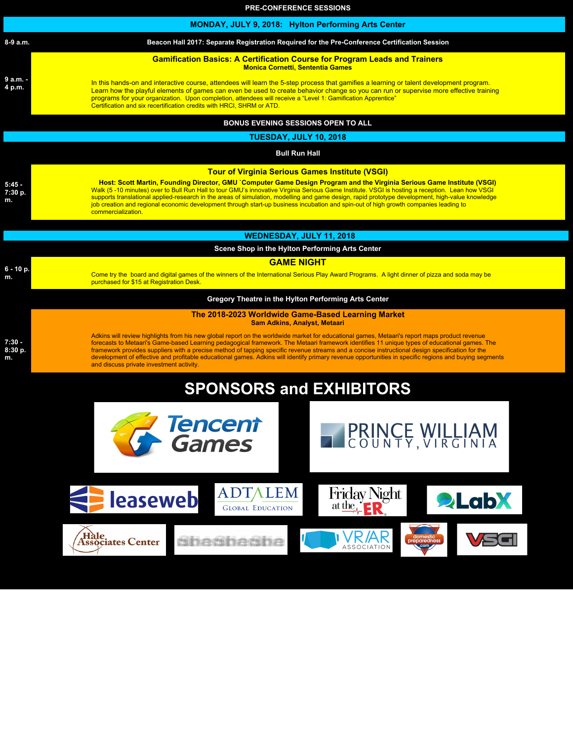## PRE-CONFERENCE SESSIONS

### MONDAY, JULY 9, 2018: Hylton Performing Arts Center

**8-9 a.m.** — **Beacon Hall 2017: Separate Registration Required for the Pre-Conference Certification Session**

**9 a.m. - 4 p.m.**

**Gamification Basics: A Certification Course for Program Leads and Trainers**
**Monica Cornetti, Sententia Games**

In this hands-on and interactive course, attendees will learn the 5-step process that gamifies a learning or talent development program. Learn how the playful elements of games can even be used to create behavior change so you can run or supervise more effective training programs for your organization. Upon completion, attendees will receive a "Level 1: Gamification Apprentice" Certification and six recertification credits with HRCI, SHRM or ATD.

## BONUS EVENING SESSIONS OPEN TO ALL

### TUESDAY, JULY 10, 2018

**Bull Run Hall**

**5:45 - 7:30 p. m.**

**Tour of Virginia Serious Games Institute (VSGI)**

**Host: Scott Martin, Founding Director, GMU `Computer Game Design Program and the Virginia Serious Game Institute (VSGI)**
Walk (5 -10 minutes) over to Bull Run Hall to tour GMU's innovative Virginia Serious Game Institute. VSGI is hosting a reception. Lean how VSGI supports translational applied-research in the areas of simulation, modelling and game design, rapid prototype development, high-value knowledge job creation and regional economic development through start-up business incubation and spin-out of high growth companies leading to commercialization.

### WEDNESDAY, JULY 11, 2018

**Scene Shop in the Hylton Performing Arts Center**

**6 - 10 p. m.**

**GAME NIGHT**

Come try the board and digital games of the winners of the International Serious Play Award Programs. A light dinner of pizza and soda may be purchased for $15 at Registration Desk.

**Gregory Theatre in the Hylton Performing Arts Center**

**7:30 - 8:30 p. m.**

**The 2018-2023 Worldwide Game-Based Learning Market**
**Sam Adkins, Analyst, Metaari**

Adkins will review highlights from his new global report on the worldwide market for educational games, Metaari's report maps product revenue forecasts to Metaari's Game-based Learning pedagogical framework. The Metaari framework identifies 11 unique types of educational games. The framework provides suppliers with a precise method of tapping specific revenue streams and a concise instructional design specification for the development of effective and profitable educational games. Adkins will identify primary revenue opportunities in specific regions and buying segments and discuss private investment activity.

## SPONSORS and EXHIBITORS

Tencent Games

PRINCE WILLIAM COUNTY, VIRGINIA

leaseweb

ADTALEM GLOBAL EDUCATION

Friday Night at the ER

LabX

Hale Associates Center

VR/AR ASSOCIATION

domestic preparedness .com

VSGI